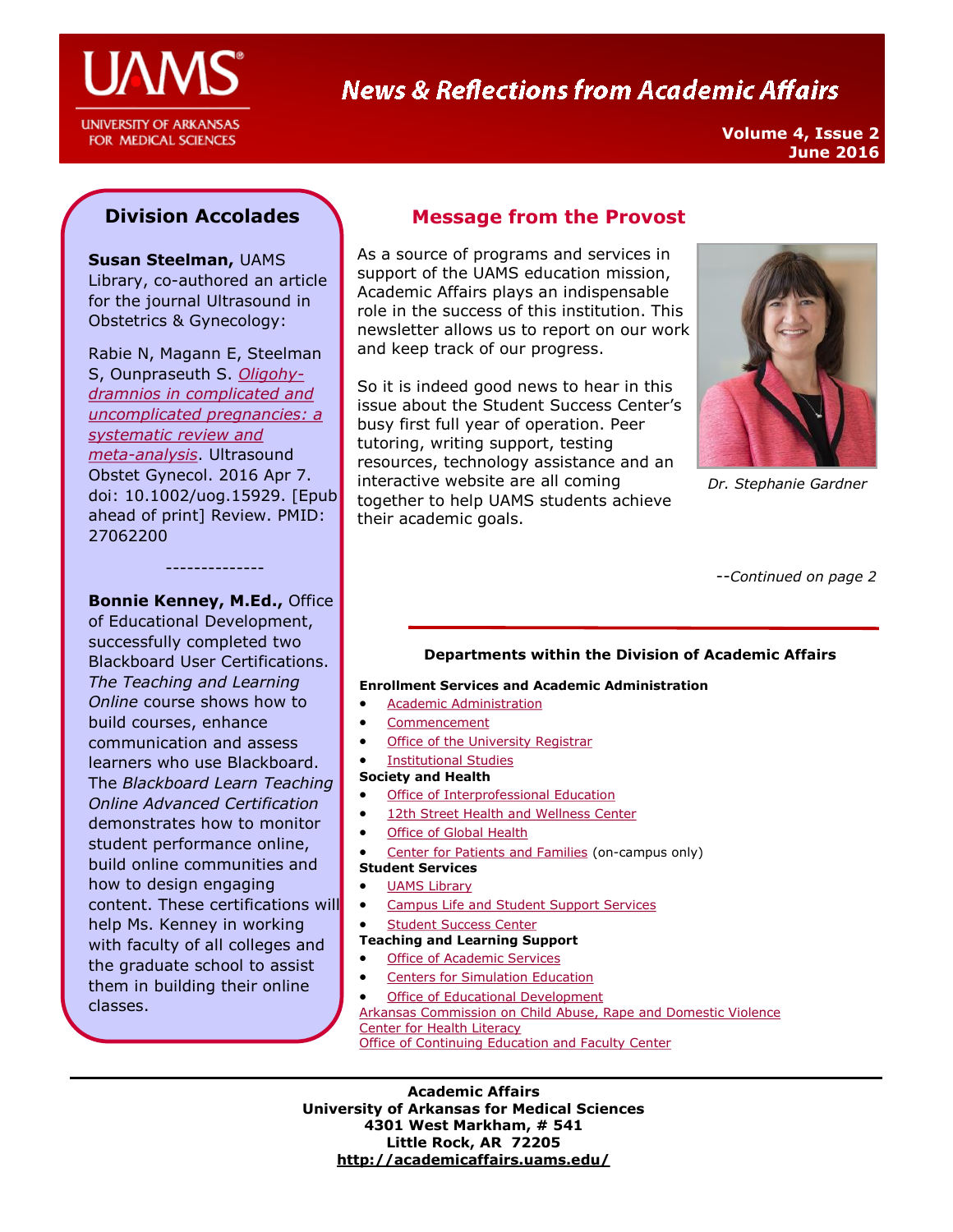# News & Reflections from Academic Affairs

**Volume 4, Issue 2**
**June 2016**

## Message from the Provost

As a source of programs and services in support of the UAMS education mission, Academic Affairs plays an indispensable role in the success of this institution. This newsletter allows us to report on our work and keep track of our progress.

So it is indeed good news to hear in this issue about the Student Success Center's busy first full year of operation. Peer tutoring, writing support, testing resources, technology assistance and an interactive website are all coming together to help UAMS students achieve their academic goals.

*Dr. Stephanie Gardner*

--*Continued on page 2*

## Division Accolades

**Susan Steelman,** UAMS Library, co-authored an article for the journal Ultrasound in Obstetrics & Gynecology:

Rabie N, Magann E, Steelman S, Ounpraseuth S. *Oligohydramnios in complicated and uncomplicated pregnancies: a systematic review and meta-analysis*. Ultrasound Obstet Gynecol. 2016 Apr 7. doi: 10.1002/uog.15929. [Epub ahead of print] Review. PMID: 27062200

--------------

**Bonnie Kenney, M.Ed.,** Office of Educational Development, successfully completed two Blackboard User Certifications. *The Teaching and Learning Online* course shows how to build courses, enhance communication and assess learners who use Blackboard. The *Blackboard Learn Teaching Online Advanced Certification* demonstrates how to monitor student performance online, build online communities and how to design engaging content. These certifications will help Ms. Kenney in working with faculty of all colleges and the graduate school to assist them in building their online classes.

### Departments within the Division of Academic Affairs

**Enrollment Services and Academic Administration**

- Academic Administration
- Commencement
- Office of the University Registrar
- Institutional Studies

**Society and Health**

- Office of Interprofessional Education
- 12th Street Health and Wellness Center
- Office of Global Health
- Center for Patients and Families (on-campus only)

**Student Services**

- UAMS Library
- Campus Life and Student Support Services
- Student Success Center

**Teaching and Learning Support**

- Office of Academic Services
- Centers for Simulation Education
- Office of Educational Development

Arkansas Commission on Child Abuse, Rape and Domestic Violence
Center for Health Literacy
Office of Continuing Education and Faculty Center

**Academic Affairs**
**University of Arkansas for Medical Sciences**
**4301 West Markham, # 541**
**Little Rock, AR 72205**
**http://academicaffairs.uams.edu/**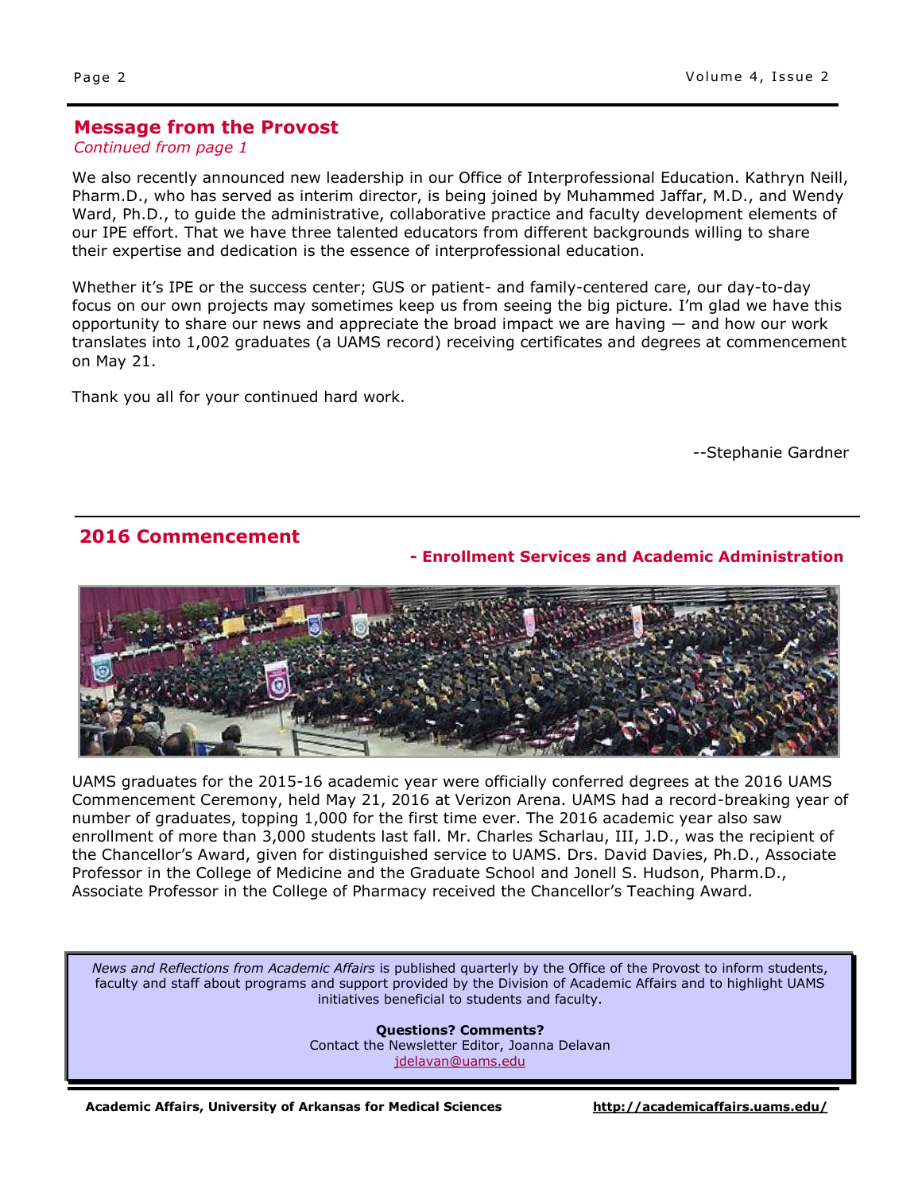## Message from the Provost

*Continued from page 1*

We also recently announced new leadership in our Office of Interprofessional Education. Kathryn Neill, Pharm.D., who has served as interim director, is being joined by Muhammed Jaffar, M.D., and Wendy Ward, Ph.D., to guide the administrative, collaborative practice and faculty development elements of our IPE effort. That we have three talented educators from different backgrounds willing to share their expertise and dedication is the essence of interprofessional education.

Whether it's IPE or the success center; GUS or patient- and family-centered care, our day-to-day focus on our own projects may sometimes keep us from seeing the big picture. I'm glad we have this opportunity to share our news and appreciate the broad impact we are having — and how our work translates into 1,002 graduates (a UAMS record) receiving certificates and degrees at commencement on May 21.

Thank you all for your continued hard work.

--Stephanie Gardner

## 2016 Commencement

**- Enrollment Services and Academic Administration**

UAMS graduates for the 2015-16 academic year were officially conferred degrees at the 2016 UAMS Commencement Ceremony, held May 21, 2016 at Verizon Arena. UAMS had a record-breaking year of number of graduates, topping 1,000 for the first time ever. The 2016 academic year also saw enrollment of more than 3,000 students last fall. Mr. Charles Scharlau, III, J.D., was the recipient of the Chancellor's Award, given for distinguished service to UAMS. Drs. David Davies, Ph.D., Associate Professor in the College of Medicine and the Graduate School and Jonell S. Hudson, Pharm.D., Associate Professor in the College of Pharmacy received the Chancellor's Teaching Award.

*News and Reflections from Academic Affairs* is published quarterly by the Office of the Provost to inform students, faculty and staff about programs and support provided by the Division of Academic Affairs and to highlight UAMS initiatives beneficial to students and faculty.

**Questions? Comments?**
Contact the Newsletter Editor, Joanna Delavan
jdelavan@uams.edu

**Academic Affairs, University of Arkansas for Medical Sciences** **http://academicaffairs.uams.edu/**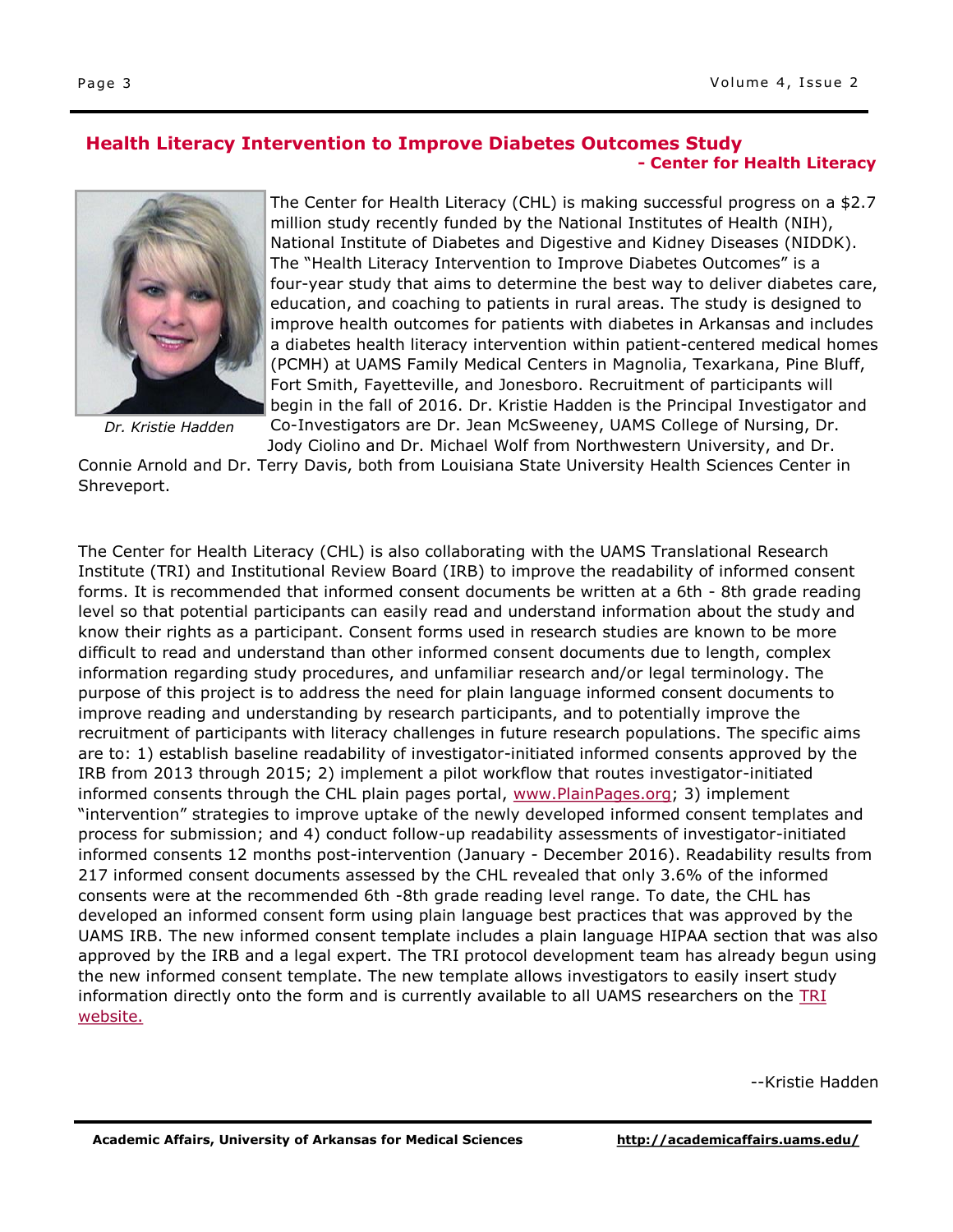## Health Literacy Intervention to Improve Diabetes Outcomes Study

**- Center for Health Literacy**

*Dr. Kristie Hadden*

The Center for Health Literacy (CHL) is making successful progress on a $2.7 million study recently funded by the National Institutes of Health (NIH), National Institute of Diabetes and Digestive and Kidney Diseases (NIDDK). The "Health Literacy Intervention to Improve Diabetes Outcomes" is a four-year study that aims to determine the best way to deliver diabetes care, education, and coaching to patients in rural areas. The study is designed to improve health outcomes for patients with diabetes in Arkansas and includes a diabetes health literacy intervention within patient-centered medical homes (PCMH) at UAMS Family Medical Centers in Magnolia, Texarkana, Pine Bluff, Fort Smith, Fayetteville, and Jonesboro. Recruitment of participants will begin in the fall of 2016. Dr. Kristie Hadden is the Principal Investigator and Co-Investigators are Dr. Jean McSweeney, UAMS College of Nursing, Dr. Jody Ciolino and Dr. Michael Wolf from Northwestern University, and Dr. Connie Arnold and Dr. Terry Davis, both from Louisiana State University Health Sciences Center in Shreveport.

The Center for Health Literacy (CHL) is also collaborating with the UAMS Translational Research Institute (TRI) and Institutional Review Board (IRB) to improve the readability of informed consent forms. It is recommended that informed consent documents be written at a 6th - 8th grade reading level so that potential participants can easily read and understand information about the study and know their rights as a participant. Consent forms used in research studies are known to be more difficult to read and understand than other informed consent documents due to length, complex information regarding study procedures, and unfamiliar research and/or legal terminology. The purpose of this project is to address the need for plain language informed consent documents to improve reading and understanding by research participants, and to potentially improve the recruitment of participants with literacy challenges in future research populations. The specific aims are to: 1) establish baseline readability of investigator-initiated informed consents approved by the IRB from 2013 through 2015; 2) implement a pilot workflow that routes investigator-initiated informed consents through the CHL plain pages portal, [www.PlainPages.org](http://www.PlainPages.org); 3) implement "intervention" strategies to improve uptake of the newly developed informed consent templates and process for submission; and 4) conduct follow-up readability assessments of investigator-initiated informed consents 12 months post-intervention (January - December 2016). Readability results from 217 informed consent documents assessed by the CHL revealed that only 3.6% of the informed consents were at the recommended 6th -8th grade reading level range. To date, the CHL has developed an informed consent form using plain language best practices that was approved by the UAMS IRB. The new informed consent template includes a plain language HIPAA section that was also approved by the IRB and a legal expert. The TRI protocol development team has already begun using the new informed consent template. The new template allows investigators to easily insert study information directly onto the form and is currently available to all UAMS researchers on the TRI website.

--Kristie Hadden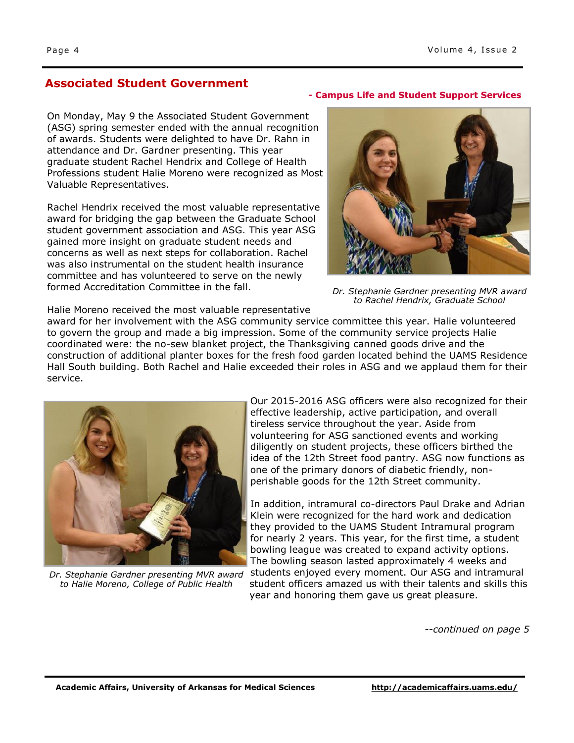## Associated Student Government

**- Campus Life and Student Support Services**

On Monday, May 9 the Associated Student Government (ASG) spring semester ended with the annual recognition of awards. Students were delighted to have Dr. Rahn in attendance and Dr. Gardner presenting. This year graduate student Rachel Hendrix and College of Health Professions student Halie Moreno were recognized as Most Valuable Representatives.

Rachel Hendrix received the most valuable representative award for bridging the gap between the Graduate School student government association and ASG. This year ASG gained more insight on graduate student needs and concerns as well as next steps for collaboration. Rachel was also instrumental on the student health insurance committee and has volunteered to serve on the newly formed Accreditation Committee in the fall.

*Dr. Stephanie Gardner presenting MVR award to Rachel Hendrix, Graduate School*

Halie Moreno received the most valuable representative award for her involvement with the ASG community service committee this year. Halie volunteered to govern the group and made a big impression. Some of the community service projects Halie coordinated were: the no-sew blanket project, the Thanksgiving canned goods drive and the construction of additional planter boxes for the fresh food garden located behind the UAMS Residence Hall South building. Both Rachel and Halie exceeded their roles in ASG and we applaud them for their service.

*Dr. Stephanie Gardner presenting MVR award to Halie Moreno, College of Public Health*

Our 2015-2016 ASG officers were also recognized for their effective leadership, active participation, and overall tireless service throughout the year. Aside from volunteering for ASG sanctioned events and working diligently on student projects, these officers birthed the idea of the 12th Street food pantry. ASG now functions as one of the primary donors of diabetic friendly, non-perishable goods for the 12th Street community.

In addition, intramural co-directors Paul Drake and Adrian Klein were recognized for the hard work and dedication they provided to the UAMS Student Intramural program for nearly 2 years. This year, for the first time, a student bowling league was created to expand activity options. The bowling season lasted approximately 4 weeks and students enjoyed every moment. Our ASG and intramural student officers amazed us with their talents and skills this year and honoring them gave us great pleasure.

*--continued on page 5*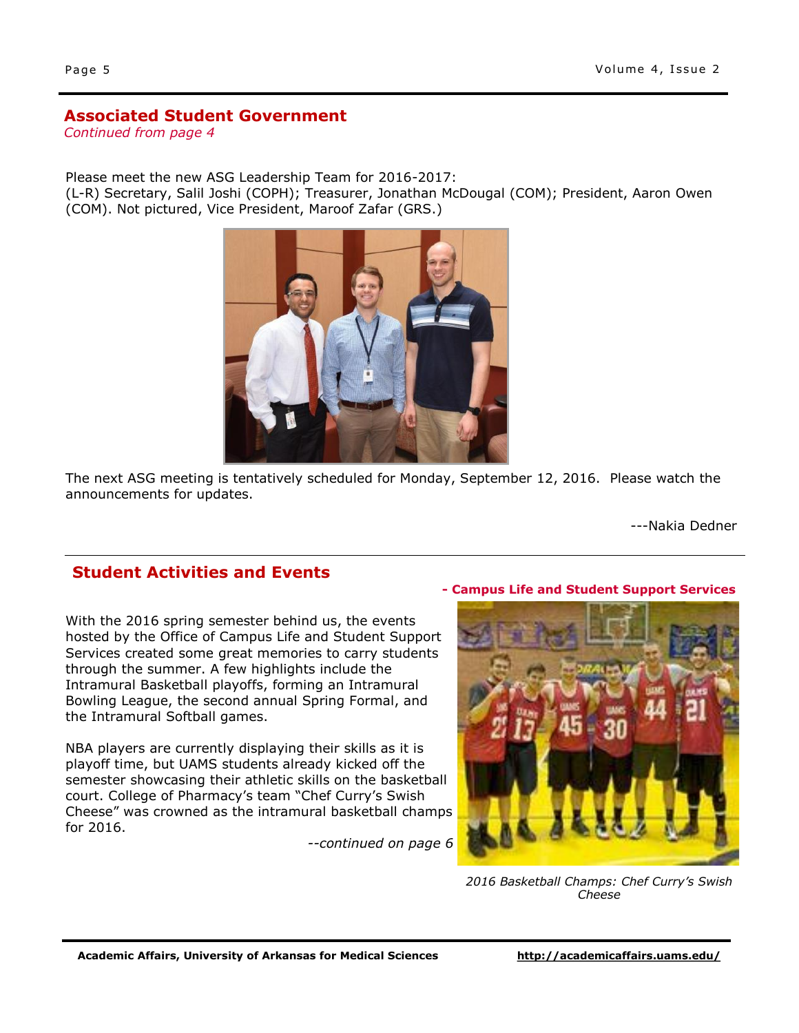## Associated Student Government

*Continued from page 4*

Please meet the new ASG Leadership Team for 2016-2017:
(L-R) Secretary, Salil Joshi (COPH); Treasurer, Jonathan McDougal (COM); President, Aaron Owen (COM). Not pictured, Vice President, Maroof Zafar (GRS.)

The next ASG meeting is tentatively scheduled for Monday, September 12, 2016. Please watch the announcements for updates.

---Nakia Dedner

---

## Student Activities and Events

**- Campus Life and Student Support Services**

With the 2016 spring semester behind us, the events hosted by the Office of Campus Life and Student Support Services created some great memories to carry students through the summer. A few highlights include the Intramural Basketball playoffs, forming an Intramural Bowling League, the second annual Spring Formal, and the Intramural Softball games.

NBA players are currently displaying their skills as it is playoff time, but UAMS students already kicked off the semester showcasing their athletic skills on the basketball court. College of Pharmacy's team "Chef Curry's Swish Cheese" was crowned as the intramural basketball champs for 2016.

*--continued on page 6*

*2016 Basketball Champs: Chef Curry's Swish Cheese*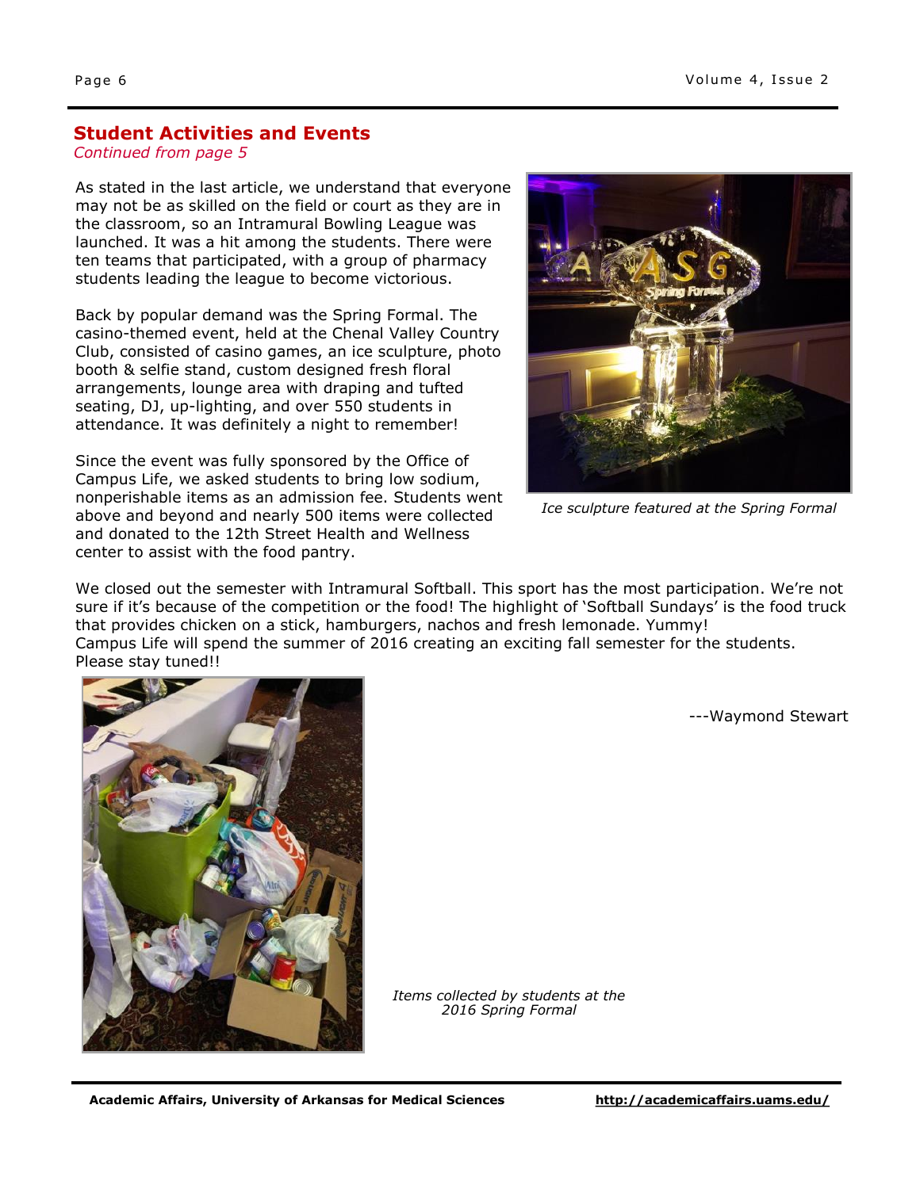## Student Activities and Events

*Continued from page 5*

As stated in the last article, we understand that everyone may not be as skilled on the field or court as they are in the classroom, so an Intramural Bowling League was launched. It was a hit among the students. There were ten teams that participated, with a group of pharmacy students leading the league to become victorious.

Back by popular demand was the Spring Formal. The casino-themed event, held at the Chenal Valley Country Club, consisted of casino games, an ice sculpture, photo booth & selfie stand, custom designed fresh floral arrangements, lounge area with draping and tufted seating, DJ, up-lighting, and over 550 students in attendance. It was definitely a night to remember!

Since the event was fully sponsored by the Office of Campus Life, we asked students to bring low sodium, nonperishable items as an admission fee. Students went above and beyond and nearly 500 items were collected and donated to the 12th Street Health and Wellness center to assist with the food pantry.

*Ice sculpture featured at the Spring Formal*

We closed out the semester with Intramural Softball. This sport has the most participation. We're not sure if it's because of the competition or the food! The highlight of 'Softball Sundays' is the food truck that provides chicken on a stick, hamburgers, nachos and fresh lemonade. Yummy!

Campus Life will spend the summer of 2016 creating an exciting fall semester for the students. Please stay tuned!!

---Waymond Stewart

*Items collected by students at the 2016 Spring Formal*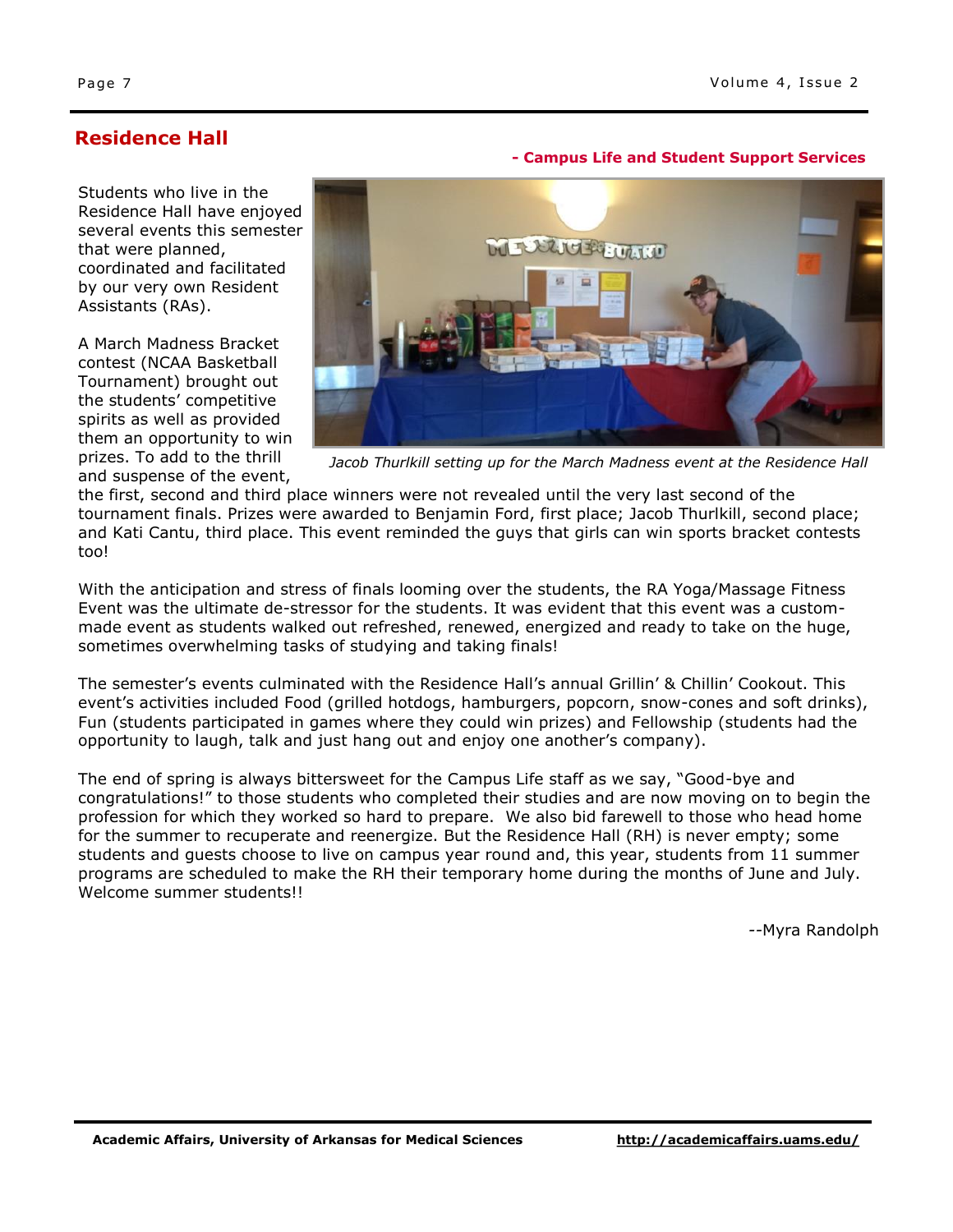## Residence Hall

**- Campus Life and Student Support Services**

Students who live in the Residence Hall have enjoyed several events this semester that were planned, coordinated and facilitated by our very own Resident Assistants (RAs).

A March Madness Bracket contest (NCAA Basketball Tournament) brought out the students' competitive spirits as well as provided them an opportunity to win prizes. To add to the thrill and suspense of the event, the first, second and third place winners were not revealed until the very last second of the tournament finals. Prizes were awarded to Benjamin Ford, first place; Jacob Thurlkill, second place; and Kati Cantu, third place. This event reminded the guys that girls can win sports bracket contests too!

*Jacob Thurlkill setting up for the March Madness event at the Residence Hall*

With the anticipation and stress of finals looming over the students, the RA Yoga/Massage Fitness Event was the ultimate de-stressor for the students. It was evident that this event was a custom-made event as students walked out refreshed, renewed, energized and ready to take on the huge, sometimes overwhelming tasks of studying and taking finals!

The semester's events culminated with the Residence Hall's annual Grillin' & Chillin' Cookout. This event's activities included Food (grilled hotdogs, hamburgers, popcorn, snow-cones and soft drinks), Fun (students participated in games where they could win prizes) and Fellowship (students had the opportunity to laugh, talk and just hang out and enjoy one another's company).

The end of spring is always bittersweet for the Campus Life staff as we say, "Good-bye and congratulations!" to those students who completed their studies and are now moving on to begin the profession for which they worked so hard to prepare. We also bid farewell to those who head home for the summer to recuperate and reenergize. But the Residence Hall (RH) is never empty; some students and guests choose to live on campus year round and, this year, students from 11 summer programs are scheduled to make the RH their temporary home during the months of June and July. Welcome summer students!!

--Myra Randolph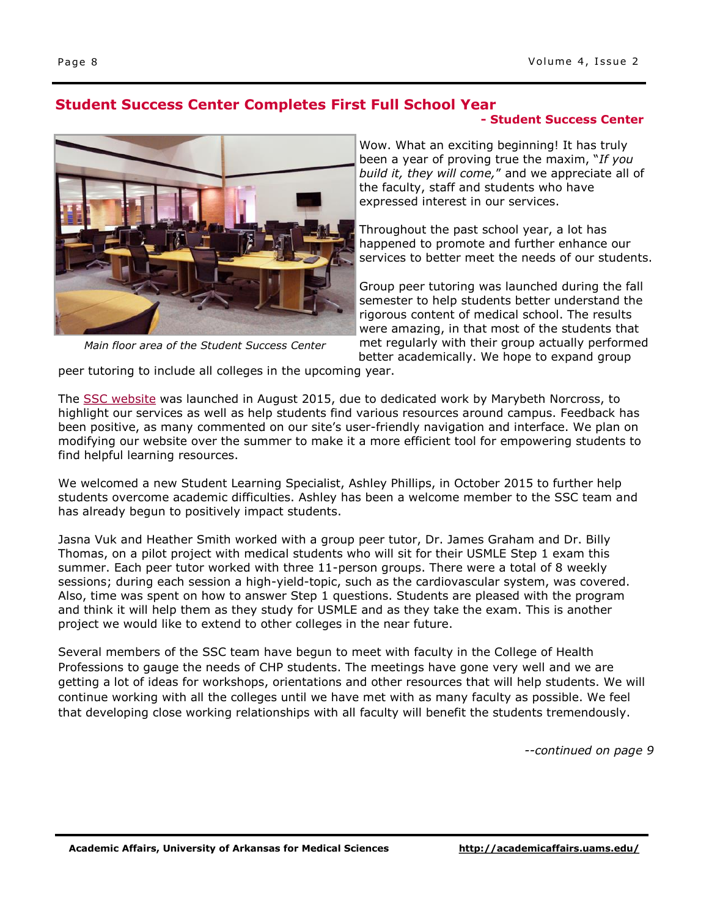## Student Success Center Completes First Full School Year

**- Student Success Center**

*Main floor area of the Student Success Center*

Wow. What an exciting beginning! It has truly been a year of proving true the maxim, "*If you build it, they will come,*" and we appreciate all of the faculty, staff and students who have expressed interest in our services.

Throughout the past school year, a lot has happened to promote and further enhance our services to better meet the needs of our students.

Group peer tutoring was launched during the fall semester to help students better understand the rigorous content of medical school. The results were amazing, in that most of the students that met regularly with their group actually performed better academically. We hope to expand group peer tutoring to include all colleges in the upcoming year.

The SSC website was launched in August 2015, due to dedicated work by Marybeth Norcross, to highlight our services as well as help students find various resources around campus. Feedback has been positive, as many commented on our site's user-friendly navigation and interface. We plan on modifying our website over the summer to make it a more efficient tool for empowering students to find helpful learning resources.

We welcomed a new Student Learning Specialist, Ashley Phillips, in October 2015 to further help students overcome academic difficulties. Ashley has been a welcome member to the SSC team and has already begun to positively impact students.

Jasna Vuk and Heather Smith worked with a group peer tutor, Dr. James Graham and Dr. Billy Thomas, on a pilot project with medical students who will sit for their USMLE Step 1 exam this summer. Each peer tutor worked with three 11-person groups. There were a total of 8 weekly sessions; during each session a high-yield-topic, such as the cardiovascular system, was covered. Also, time was spent on how to answer Step 1 questions. Students are pleased with the program and think it will help them as they study for USMLE and as they take the exam. This is another project we would like to extend to other colleges in the near future.

Several members of the SSC team have begun to meet with faculty in the College of Health Professions to gauge the needs of CHP students. The meetings have gone very well and we are getting a lot of ideas for workshops, orientations and other resources that will help students. We will continue working with all the colleges until we have met with as many faculty as possible. We feel that developing close working relationships with all faculty will benefit the students tremendously.

*--continued on page 9*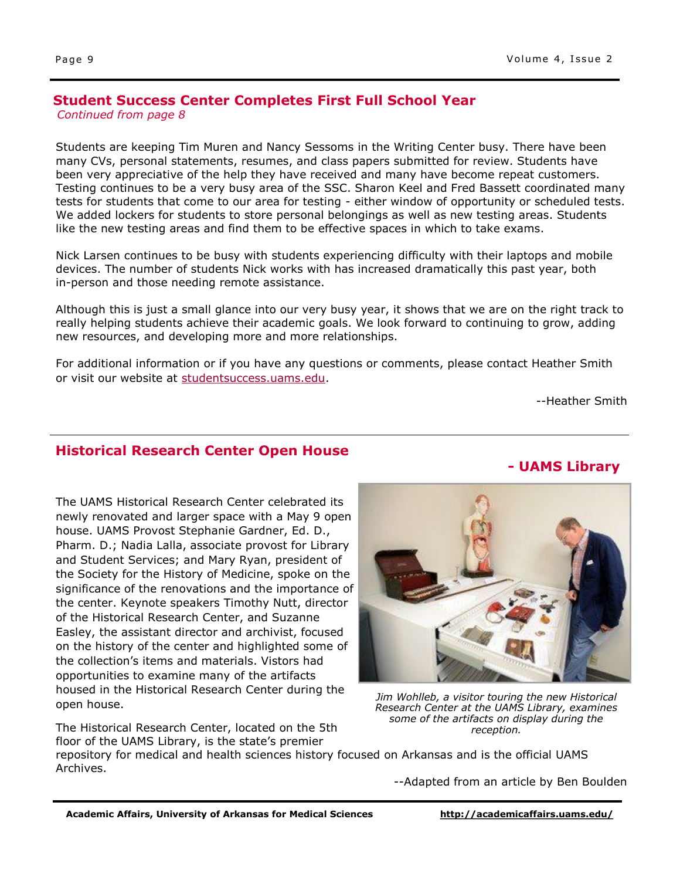## Student Success Center Completes First Full School Year

*Continued from page 8*

Students are keeping Tim Muren and Nancy Sessoms in the Writing Center busy. There have been many CVs, personal statements, resumes, and class papers submitted for review. Students have been very appreciative of the help they have received and many have become repeat customers. Testing continues to be a very busy area of the SSC. Sharon Keel and Fred Bassett coordinated many tests for students that come to our area for testing - either window of opportunity or scheduled tests. We added lockers for students to store personal belongings as well as new testing areas. Students like the new testing areas and find them to be effective spaces in which to take exams.

Nick Larsen continues to be busy with students experiencing difficulty with their laptops and mobile devices. The number of students Nick works with has increased dramatically this past year, both in-person and those needing remote assistance.

Although this is just a small glance into our very busy year, it shows that we are on the right track to really helping students achieve their academic goals. We look forward to continuing to grow, adding new resources, and developing more and more relationships.

For additional information or if you have any questions or comments, please contact Heather Smith or visit our website at studentsuccess.uams.edu.

--Heather Smith

## Historical Research Center Open House

**- UAMS Library**

The UAMS Historical Research Center celebrated its newly renovated and larger space with a May 9 open house. UAMS Provost Stephanie Gardner, Ed. D., Pharm. D.; Nadia Lalla, associate provost for Library and Student Services; and Mary Ryan, president of the Society for the History of Medicine, spoke on the significance of the renovations and the importance of the center. Keynote speakers Timothy Nutt, director of the Historical Research Center, and Suzanne Easley, the assistant director and archivist, focused on the history of the center and highlighted some of the collection's items and materials. Vistors had opportunities to examine many of the artifacts housed in the Historical Research Center during the open house.

*Jim Wohlleb, a visitor touring the new Historical Research Center at the UAMS Library, examines some of the artifacts on display during the reception.*

The Historical Research Center, located on the 5th floor of the UAMS Library, is the state's premier repository for medical and health sciences history focused on Arkansas and is the official UAMS Archives.

--Adapted from an article by Ben Boulden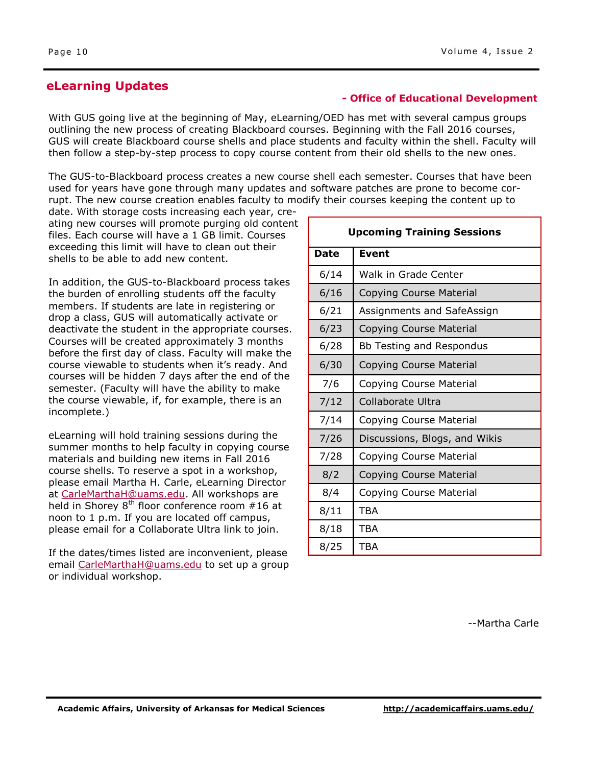## eLearning Updates

**- Office of Educational Development**

With GUS going live at the beginning of May, eLearning/OED has met with several campus groups outlining the new process of creating Blackboard courses. Beginning with the Fall 2016 courses, GUS will create Blackboard course shells and place students and faculty within the shell. Faculty will then follow a step-by-step process to copy course content from their old shells to the new ones.

The GUS-to-Blackboard process creates a new course shell each semester. Courses that have been used for years have gone through many updates and software patches are prone to become corrupt. The new course creation enables faculty to modify their courses keeping the content up to date. With storage costs increasing each year, creating new courses will promote purging old content files. Each course will have a 1 GB limit. Courses exceeding this limit will have to clean out their shells to be able to add new content.

In addition, the GUS-to-Blackboard process takes the burden of enrolling students off the faculty members. If students are late in registering or drop a class, GUS will automatically activate or deactivate the student in the appropriate courses. Courses will be created approximately 3 months before the first day of class. Faculty will make the course viewable to students when it's ready. And courses will be hidden 7 days after the end of the semester. (Faculty will have the ability to make the course viewable, if, for example, there is an incomplete.)

eLearning will hold training sessions during the summer months to help faculty in copying course materials and building new items in Fall 2016 course shells. To reserve a spot in a workshop, please email Martha H. Carle, eLearning Director at CarleMarthaH@uams.edu. All workshops are held in Shorey 8th floor conference room #16 at noon to 1 p.m. If you are located off campus, please email for a Collaborate Ultra link to join.

If the dates/times listed are inconvenient, please email CarleMarthaH@uams.edu to set up a group or individual workshop.

**Upcoming Training Sessions**

| Date | Event |
| --- | --- |
| 6/14 | Walk in Grade Center |
| 6/16 | Copying Course Material |
| 6/21 | Assignments and SafeAssign |
| 6/23 | Copying Course Material |
| 6/28 | Bb Testing and Respondus |
| 6/30 | Copying Course Material |
| 7/6 | Copying Course Material |
| 7/12 | Collaborate Ultra |
| 7/14 | Copying Course Material |
| 7/26 | Discussions, Blogs, and Wikis |
| 7/28 | Copying Course Material |
| 8/2 | Copying Course Material |
| 8/4 | Copying Course Material |
| 8/11 | TBA |
| 8/18 | TBA |
| 8/25 | TBA |

--Martha Carle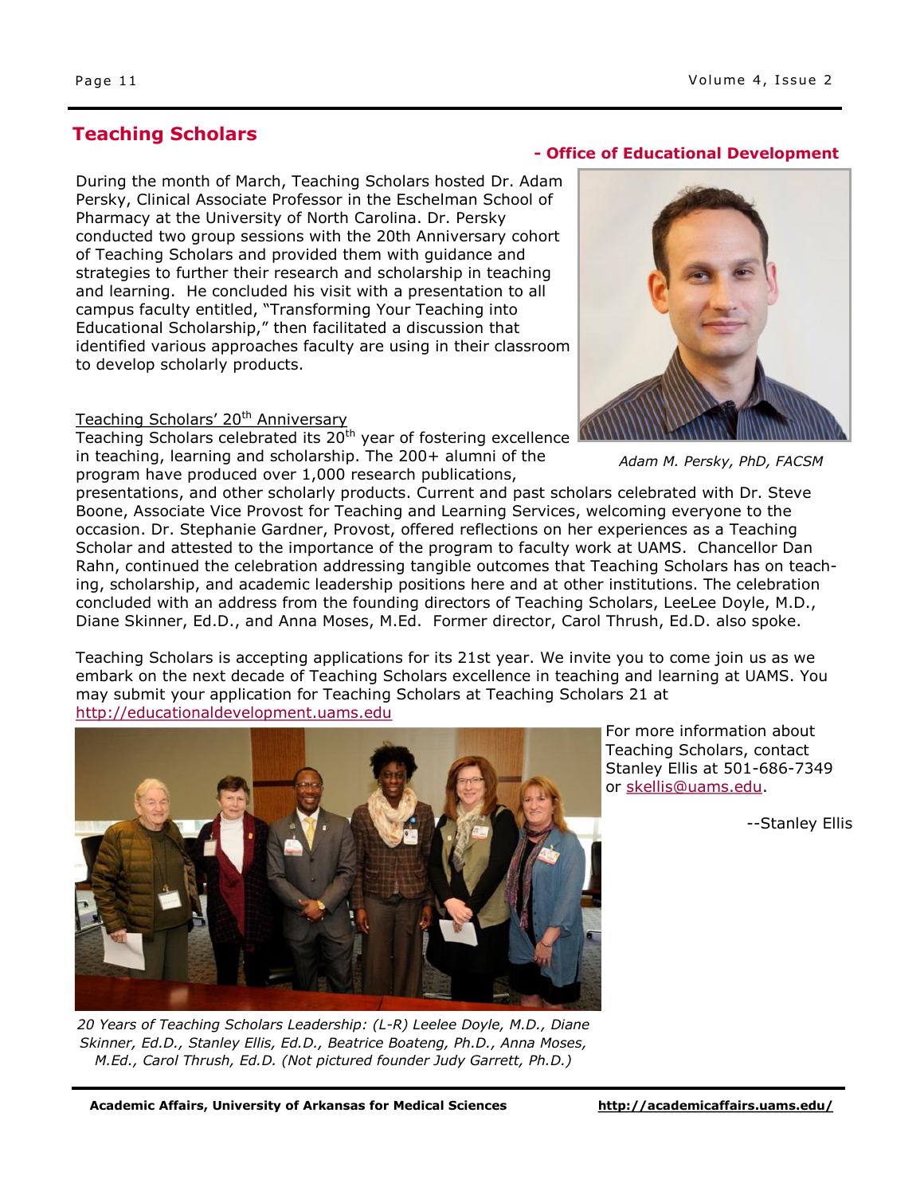## Teaching Scholars

**- Office of Educational Development**

During the month of March, Teaching Scholars hosted Dr. Adam Persky, Clinical Associate Professor in the Eschelman School of Pharmacy at the University of North Carolina. Dr. Persky conducted two group sessions with the 20th Anniversary cohort of Teaching Scholars and provided them with guidance and strategies to further their research and scholarship in teaching and learning. He concluded his visit with a presentation to all campus faculty entitled, "Transforming Your Teaching into Educational Scholarship," then facilitated a discussion that identified various approaches faculty are using in their classroom to develop scholarly products.

*Adam M. Persky, PhD, FACSM*

Teaching Scholars' 20th Anniversary

Teaching Scholars celebrated its 20th year of fostering excellence in teaching, learning and scholarship. The 200+ alumni of the program have produced over 1,000 research publications, presentations, and other scholarly products. Current and past scholars celebrated with Dr. Steve Boone, Associate Vice Provost for Teaching and Learning Services, welcoming everyone to the occasion. Dr. Stephanie Gardner, Provost, offered reflections on her experiences as a Teaching Scholar and attested to the importance of the program to faculty work at UAMS. Chancellor Dan Rahn, continued the celebration addressing tangible outcomes that Teaching Scholars has on teaching, scholarship, and academic leadership positions here and at other institutions. The celebration concluded with an address from the founding directors of Teaching Scholars, LeeLee Doyle, M.D., Diane Skinner, Ed.D., and Anna Moses, M.Ed. Former director, Carol Thrush, Ed.D. also spoke.

Teaching Scholars is accepting applications for its 21st year. We invite you to come join us as we embark on the next decade of Teaching Scholars excellence in teaching and learning at UAMS. You may submit your application for Teaching Scholars at Teaching Scholars 21 at http://educationaldevelopment.uams.edu

For more information about Teaching Scholars, contact Stanley Ellis at 501-686-7349 or skellis@uams.edu.

--Stanley Ellis

*20 Years of Teaching Scholars Leadership: (L-R) Leelee Doyle, M.D., Diane Skinner, Ed.D., Stanley Ellis, Ed.D., Beatrice Boateng, Ph.D., Anna Moses, M.Ed., Carol Thrush, Ed.D. (Not pictured founder Judy Garrett, Ph.D.)*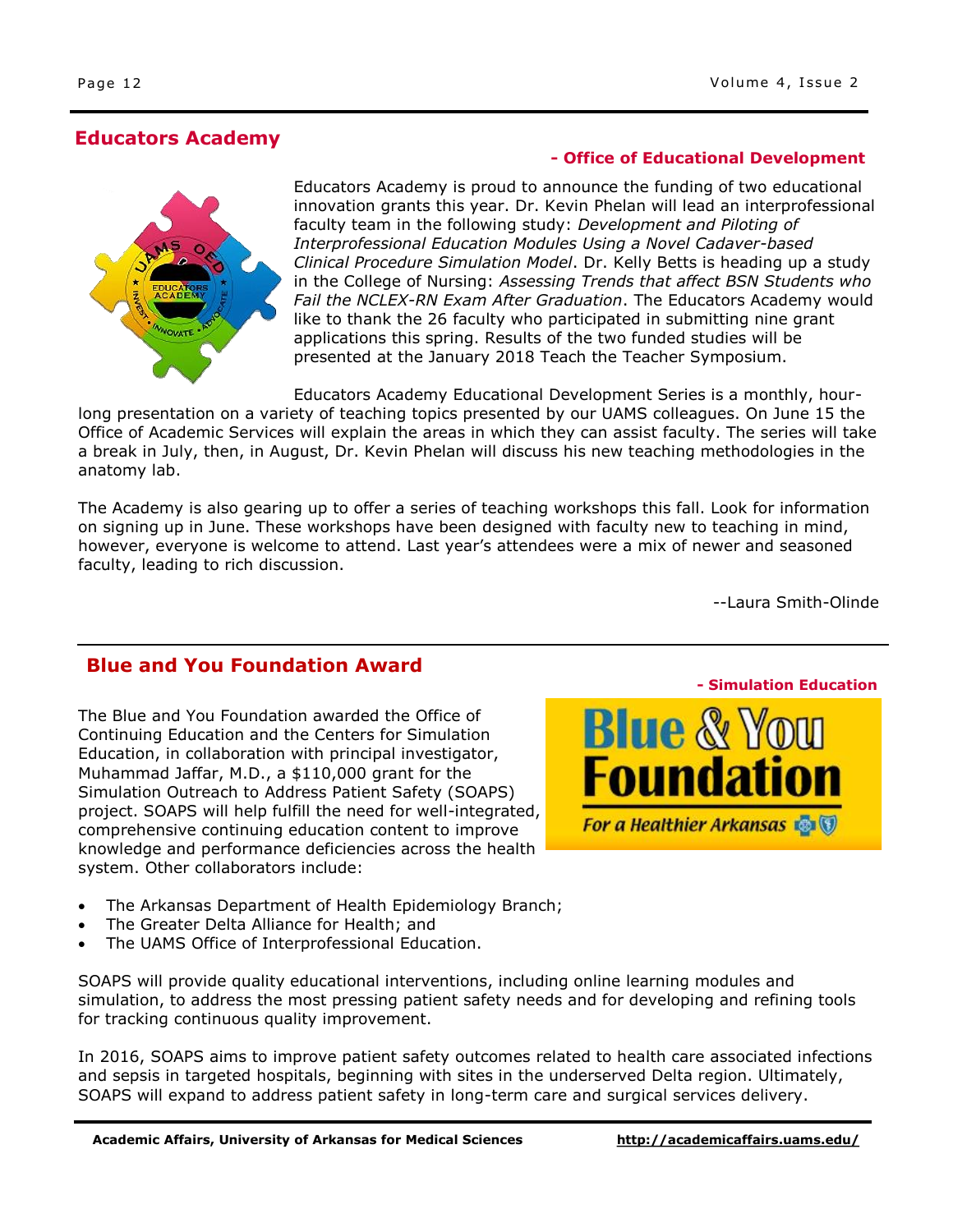## Educators Academy

**- Office of Educational Development**

Educators Academy is proud to announce the funding of two educational innovation grants this year. Dr. Kevin Phelan will lead an interprofessional faculty team in the following study: *Development and Piloting of Interprofessional Education Modules Using a Novel Cadaver-based Clinical Procedure Simulation Model*. Dr. Kelly Betts is heading up a study in the College of Nursing: *Assessing Trends that affect BSN Students who Fail the NCLEX-RN Exam After Graduation*. The Educators Academy would like to thank the 26 faculty who participated in submitting nine grant applications this spring. Results of the two funded studies will be presented at the January 2018 Teach the Teacher Symposium.

Educators Academy Educational Development Series is a monthly, hour-long presentation on a variety of teaching topics presented by our UAMS colleagues. On June 15 the Office of Academic Services will explain the areas in which they can assist faculty. The series will take a break in July, then, in August, Dr. Kevin Phelan will discuss his new teaching methodologies in the anatomy lab.

The Academy is also gearing up to offer a series of teaching workshops this fall. Look for information on signing up in June. These workshops have been designed with faculty new to teaching in mind, however, everyone is welcome to attend. Last year's attendees were a mix of newer and seasoned faculty, leading to rich discussion.

--Laura Smith-Olinde

## Blue and You Foundation Award

**- Simulation Education**

The Blue and You Foundation awarded the Office of Continuing Education and the Centers for Simulation Education, in collaboration with principal investigator, Muhammad Jaffar, M.D., a $110,000 grant for the Simulation Outreach to Address Patient Safety (SOAPS) project. SOAPS will help fulfill the need for well-integrated, comprehensive continuing education content to improve knowledge and performance deficiencies across the health system. Other collaborators include:

- The Arkansas Department of Health Epidemiology Branch;
- The Greater Delta Alliance for Health; and
- The UAMS Office of Interprofessional Education.

SOAPS will provide quality educational interventions, including online learning modules and simulation, to address the most pressing patient safety needs and for developing and refining tools for tracking continuous quality improvement.

In 2016, SOAPS aims to improve patient safety outcomes related to health care associated infections and sepsis in targeted hospitals, beginning with sites in the underserved Delta region. Ultimately, SOAPS will expand to address patient safety in long-term care and surgical services delivery.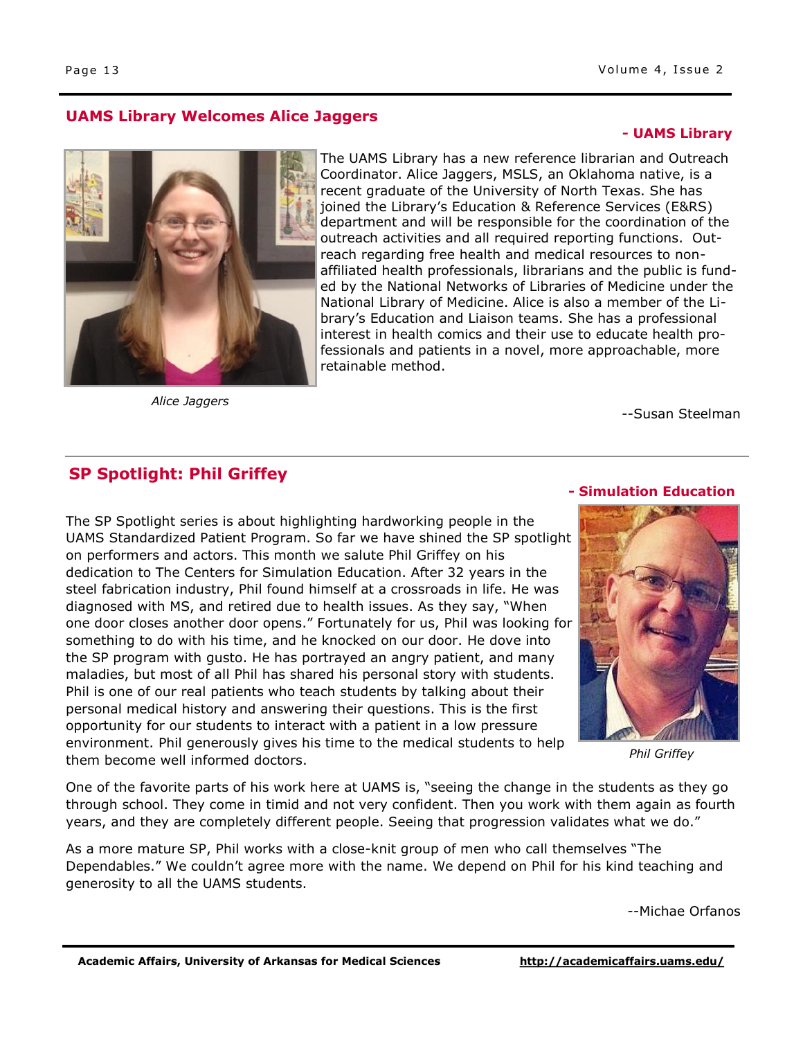## UAMS Library Welcomes Alice Jaggers

**- UAMS Library**

*Alice Jaggers*

The UAMS Library has a new reference librarian and Outreach Coordinator. Alice Jaggers, MSLS, an Oklahoma native, is a recent graduate of the University of North Texas. She has joined the Library's Education & Reference Services (E&RS) department and will be responsible for the coordination of the outreach activities and all required reporting functions. Outreach regarding free health and medical resources to non-affiliated health professionals, librarians and the public is funded by the National Networks of Libraries of Medicine under the National Library of Medicine. Alice is also a member of the Library's Education and Liaison teams. She has a professional interest in health comics and their use to educate health professionals and patients in a novel, more approachable, more retainable method.

--Susan Steelman

## SP Spotlight: Phil Griffey

**- Simulation Education**

*Phil Griffey*

The SP Spotlight series is about highlighting hardworking people in the UAMS Standardized Patient Program. So far we have shined the SP spotlight on performers and actors. This month we salute Phil Griffey on his dedication to The Centers for Simulation Education. After 32 years in the steel fabrication industry, Phil found himself at a crossroads in life. He was diagnosed with MS, and retired due to health issues. As they say, "When one door closes another door opens." Fortunately for us, Phil was looking for something to do with his time, and he knocked on our door. He dove into the SP program with gusto. He has portrayed an angry patient, and many maladies, but most of all Phil has shared his personal story with students. Phil is one of our real patients who teach students by talking about their personal medical history and answering their questions. This is the first opportunity for our students to interact with a patient in a low pressure environment. Phil generously gives his time to the medical students to help them become well informed doctors.

One of the favorite parts of his work here at UAMS is, "seeing the change in the students as they go through school. They come in timid and not very confident. Then you work with them again as fourth years, and they are completely different people. Seeing that progression validates what we do."

As a more mature SP, Phil works with a close-knit group of men who call themselves "The Dependables." We couldn't agree more with the name. We depend on Phil for his kind teaching and generosity to all the UAMS students.

--Michae Orfanos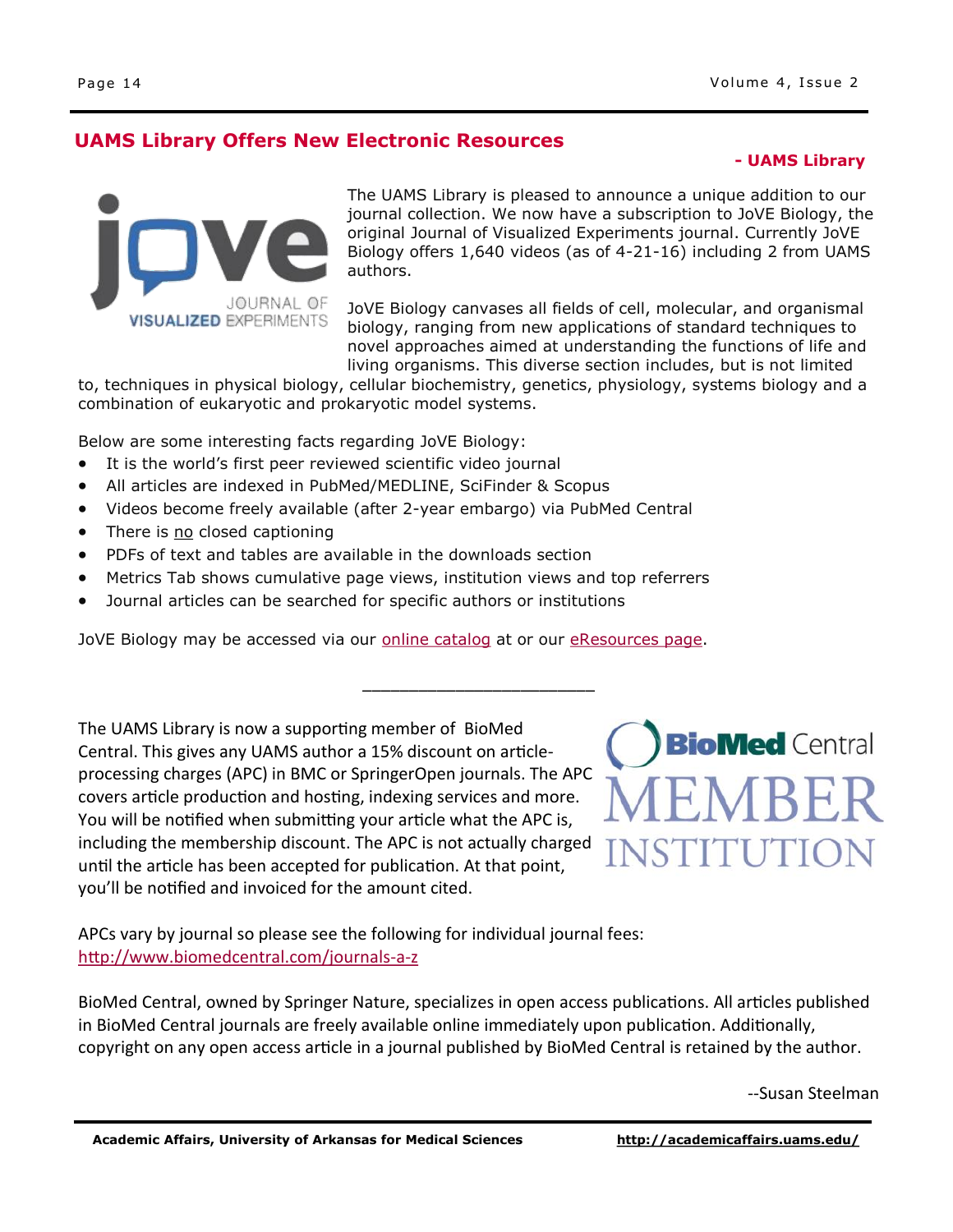## UAMS Library Offers New Electronic Resources

**- UAMS Library**

The UAMS Library is pleased to announce a unique addition to our journal collection. We now have a subscription to JoVE Biology, the original Journal of Visualized Experiments journal. Currently JoVE Biology offers 1,640 videos (as of 4-21-16) including 2 from UAMS authors.

JoVE Biology canvases all fields of cell, molecular, and organismal biology, ranging from new applications of standard techniques to novel approaches aimed at understanding the functions of life and living organisms. This diverse section includes, but is not limited to, techniques in physical biology, cellular biochemistry, genetics, physiology, systems biology and a combination of eukaryotic and prokaryotic model systems.

Below are some interesting facts regarding JoVE Biology:

- It is the world's first peer reviewed scientific video journal
- All articles are indexed in PubMed/MEDLINE, SciFinder & Scopus
- Videos become freely available (after 2-year embargo) via PubMed Central
- There is no closed captioning
- PDFs of text and tables are available in the downloads section
- Metrics Tab shows cumulative page views, institution views and top referrers
- Journal articles can be searched for specific authors or institutions

JoVE Biology may be accessed via our online catalog at or our eResources page.

---

The UAMS Library is now a supporting member of BioMed Central. This gives any UAMS author a 15% discount on article-processing charges (APC) in BMC or SpringerOpen journals. The APC covers article production and hosting, indexing services and more. You will be notified when submitting your article what the APC is, including the membership discount. The APC is not actually charged until the article has been accepted for publication. At that point, you'll be notified and invoiced for the amount cited.

APCs vary by journal so please see the following for individual journal fees: http://www.biomedcentral.com/journals-a-z

BioMed Central, owned by Springer Nature, specializes in open access publications. All articles published in BioMed Central journals are freely available online immediately upon publication. Additionally, copyright on any open access article in a journal published by BioMed Central is retained by the author.

--Susan Steelman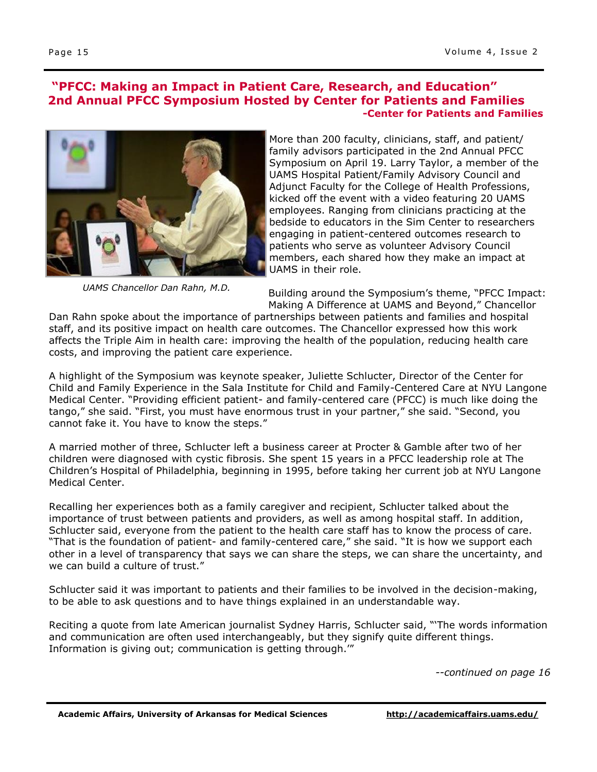## "PFCC: Making an Impact in Patient Care, Research, and Education" 2nd Annual PFCC Symposium Hosted by Center for Patients and Families

**-Center for Patients and Families**

*UAMS Chancellor Dan Rahn, M.D.*

More than 200 faculty, clinicians, staff, and patient/family advisors participated in the 2nd Annual PFCC Symposium on April 19. Larry Taylor, a member of the UAMS Hospital Patient/Family Advisory Council and Adjunct Faculty for the College of Health Professions, kicked off the event with a video featuring 20 UAMS employees. Ranging from clinicians practicing at the bedside to educators in the Sim Center to researchers engaging in patient-centered outcomes research to patients who serve as volunteer Advisory Council members, each shared how they make an impact at UAMS in their role.

Building around the Symposium's theme, "PFCC Impact: Making A Difference at UAMS and Beyond," Chancellor Dan Rahn spoke about the importance of partnerships between patients and families and hospital staff, and its positive impact on health care outcomes. The Chancellor expressed how this work affects the Triple Aim in health care: improving the health of the population, reducing health care costs, and improving the patient care experience.

A highlight of the Symposium was keynote speaker, Juliette Schlucter, Director of the Center for Child and Family Experience in the Sala Institute for Child and Family-Centered Care at NYU Langone Medical Center. "Providing efficient patient- and family-centered care (PFCC) is much like doing the tango," she said. "First, you must have enormous trust in your partner," she said. "Second, you cannot fake it. You have to know the steps."

A married mother of three, Schlucter left a business career at Procter & Gamble after two of her children were diagnosed with cystic fibrosis. She spent 15 years in a PFCC leadership role at The Children's Hospital of Philadelphia, beginning in 1995, before taking her current job at NYU Langone Medical Center.

Recalling her experiences both as a family caregiver and recipient, Schlucter talked about the importance of trust between patients and providers, as well as among hospital staff. In addition, Schlucter said, everyone from the patient to the health care staff has to know the process of care. "That is the foundation of patient- and family-centered care," she said. "It is how we support each other in a level of transparency that says we can share the steps, we can share the uncertainty, and we can build a culture of trust."

Schlucter said it was important to patients and their families to be involved in the decision-making, to be able to ask questions and to have things explained in an understandable way.

Reciting a quote from late American journalist Sydney Harris, Schlucter said, "'The words information and communication are often used interchangeably, but they signify quite different things. Information is giving out; communication is getting through.'"

*--continued on page 16*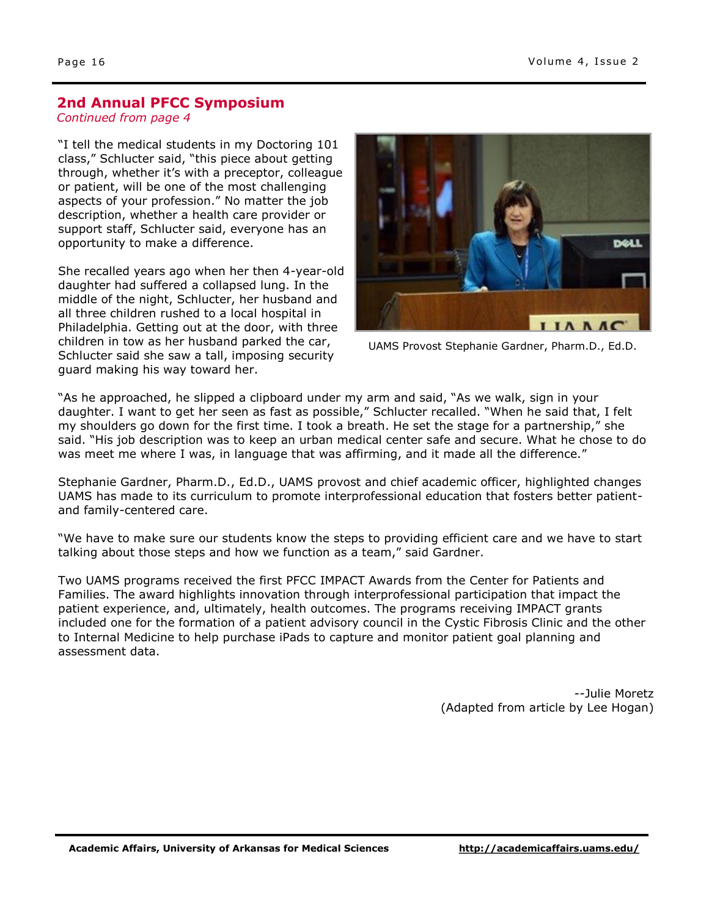## 2nd Annual PFCC Symposium

*Continued from page 4*

"I tell the medical students in my Doctoring 101 class," Schlucter said, "this piece about getting through, whether it's with a preceptor, colleague or patient, will be one of the most challenging aspects of your profession." No matter the job description, whether a health care provider or support staff, Schlucter said, everyone has an opportunity to make a difference.

She recalled years ago when her then 4-year-old daughter had suffered a collapsed lung. In the middle of the night, Schlucter, her husband and all three children rushed to a local hospital in Philadelphia. Getting out at the door, with three children in tow as her husband parked the car, Schlucter said she saw a tall, imposing security guard making his way toward her.

UAMS Provost Stephanie Gardner, Pharm.D., Ed.D.

"As he approached, he slipped a clipboard under my arm and said, "As we walk, sign in your daughter. I want to get her seen as fast as possible," Schlucter recalled. "When he said that, I felt my shoulders go down for the first time. I took a breath. He set the stage for a partnership," she said. "His job description was to keep an urban medical center safe and secure. What he chose to do was meet me where I was, in language that was affirming, and it made all the difference."

Stephanie Gardner, Pharm.D., Ed.D., UAMS provost and chief academic officer, highlighted changes UAMS has made to its curriculum to promote interprofessional education that fosters better patient- and family-centered care.

"We have to make sure our students know the steps to providing efficient care and we have to start talking about those steps and how we function as a team," said Gardner.

Two UAMS programs received the first PFCC IMPACT Awards from the Center for Patients and Families. The award highlights innovation through interprofessional participation that impact the patient experience, and, ultimately, health outcomes. The programs receiving IMPACT grants included one for the formation of a patient advisory council in the Cystic Fibrosis Clinic and the other to Internal Medicine to help purchase iPads to capture and monitor patient goal planning and assessment data.

--Julie Moretz
(Adapted from article by Lee Hogan)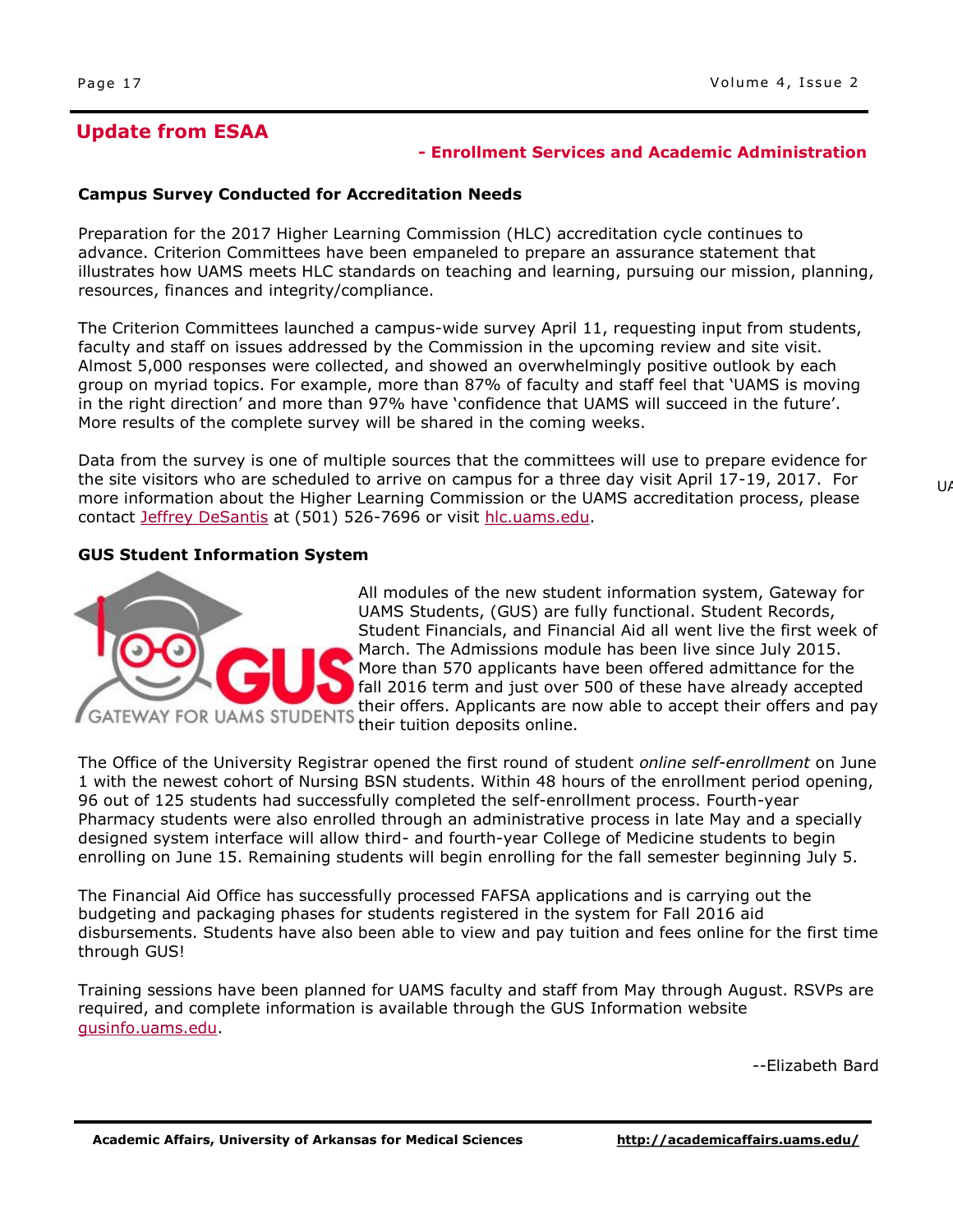## Update from ESAA

**- Enrollment Services and Academic Administration**

### Campus Survey Conducted for Accreditation Needs

Preparation for the 2017 Higher Learning Commission (HLC) accreditation cycle continues to advance. Criterion Committees have been empaneled to prepare an assurance statement that illustrates how UAMS meets HLC standards on teaching and learning, pursuing our mission, planning, resources, finances and integrity/compliance.

The Criterion Committees launched a campus-wide survey April 11, requesting input from students, faculty and staff on issues addressed by the Commission in the upcoming review and site visit. Almost 5,000 responses were collected, and showed an overwhelmingly positive outlook by each group on myriad topics. For example, more than 87% of faculty and staff feel that 'UAMS is moving in the right direction' and more than 97% have 'confidence that UAMS will succeed in the future'. More results of the complete survey will be shared in the coming weeks.

Data from the survey is one of multiple sources that the committees will use to prepare evidence for the site visitors who are scheduled to arrive on campus for a three day visit April 17-19, 2017. For more information about the Higher Learning Commission or the UAMS accreditation process, please contact Jeffrey DeSantis at (501) 526-7696 or visit hlc.uams.edu.

### GUS Student Information System

GUS
GATEWAY FOR UAMS STUDENTS

All modules of the new student information system, Gateway for UAMS Students, (GUS) are fully functional. Student Records, Student Financials, and Financial Aid all went live the first week of March. The Admissions module has been live since July 2015. More than 570 applicants have been offered admittance for the fall 2016 term and just over 500 of these have already accepted their offers. Applicants are now able to accept their offers and pay their tuition deposits online.

The Office of the University Registrar opened the first round of student *online self-enrollment* on June 1 with the newest cohort of Nursing BSN students. Within 48 hours of the enrollment period opening, 96 out of 125 students had successfully completed the self-enrollment process. Fourth-year Pharmacy students were also enrolled through an administrative process in late May and a specially designed system interface will allow third- and fourth-year College of Medicine students to begin enrolling on June 15. Remaining students will begin enrolling for the fall semester beginning July 5.

The Financial Aid Office has successfully processed FAFSA applications and is carrying out the budgeting and packaging phases for students registered in the system for Fall 2016 aid disbursements. Students have also been able to view and pay tuition and fees online for the first time through GUS!

Training sessions have been planned for UAMS faculty and staff from May through August. RSVPs are required, and complete information is available through the GUS Information website gusinfo.uams.edu.

--Elizabeth Bard